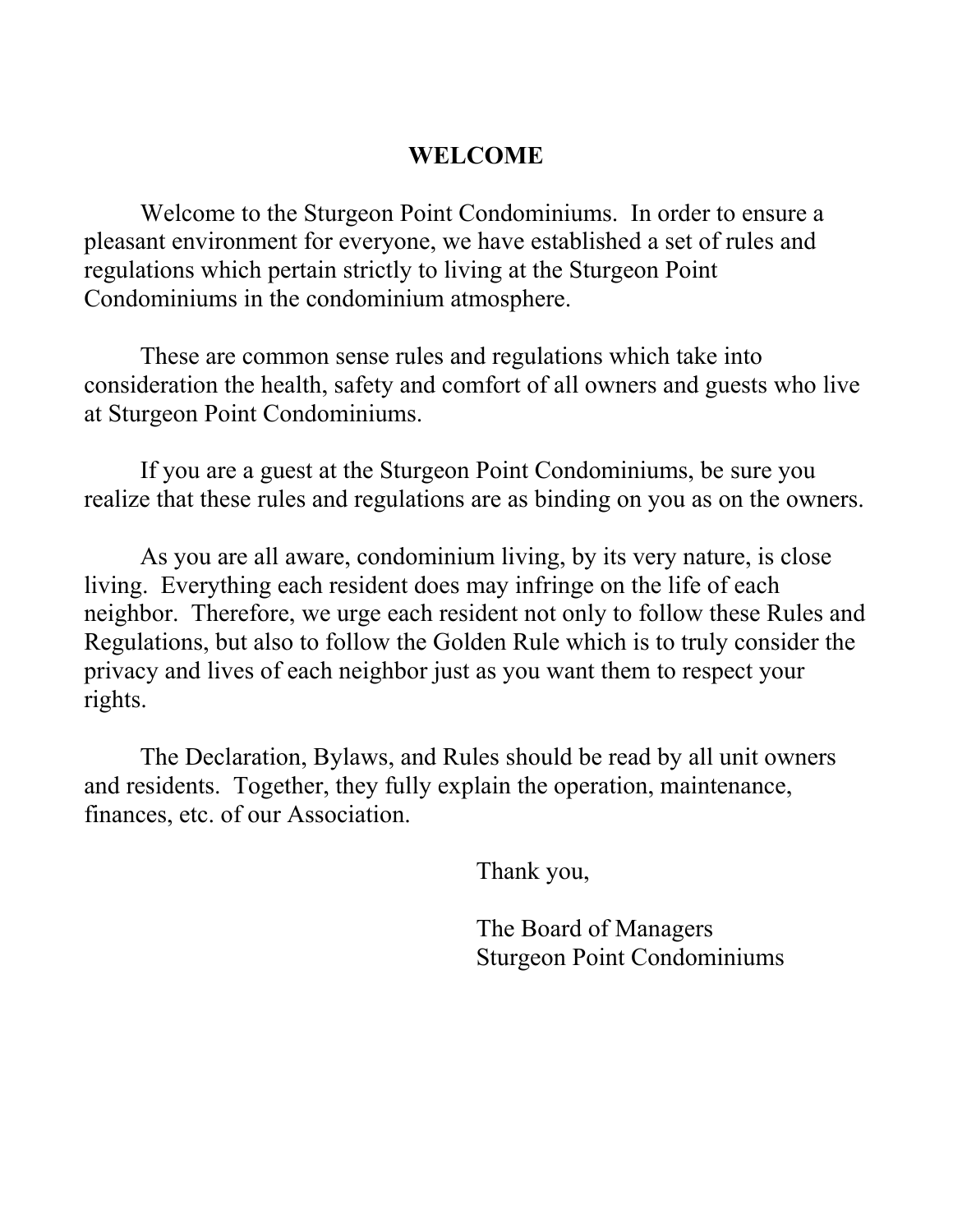# WELCOME

Welcome to the Sturgeon Point Condominiums. In order to ensure a pleasant environment for everyone, we have established a set of rules and regulations which pertain strictly to living at the Sturgeon Point Condominiums in the condominium atmosphere.

These are common sense rules and regulations which take into consideration the health, safety and comfort of all owners and guests who live at Sturgeon Point Condominiums.

If you are a guest at the Sturgeon Point Condominiums, be sure you realize that these rules and regulations are as binding on you as on the owners.

As you are all aware, condominium living, by its very nature, is close living. Everything each resident does may infringe on the life of each neighbor. Therefore, we urge each resident not only to follow these Rules and Regulations, but also to follow the Golden Rule which is to truly consider the privacy and lives of each neighbor just as you want them to respect your rights.

The Declaration, Bylaws, and Rules should be read by all unit owners and residents. Together, they fully explain the operation, maintenance, finances, etc. of our Association.

Thank you,

The Board of Managers
Sturgeon Point Condominiums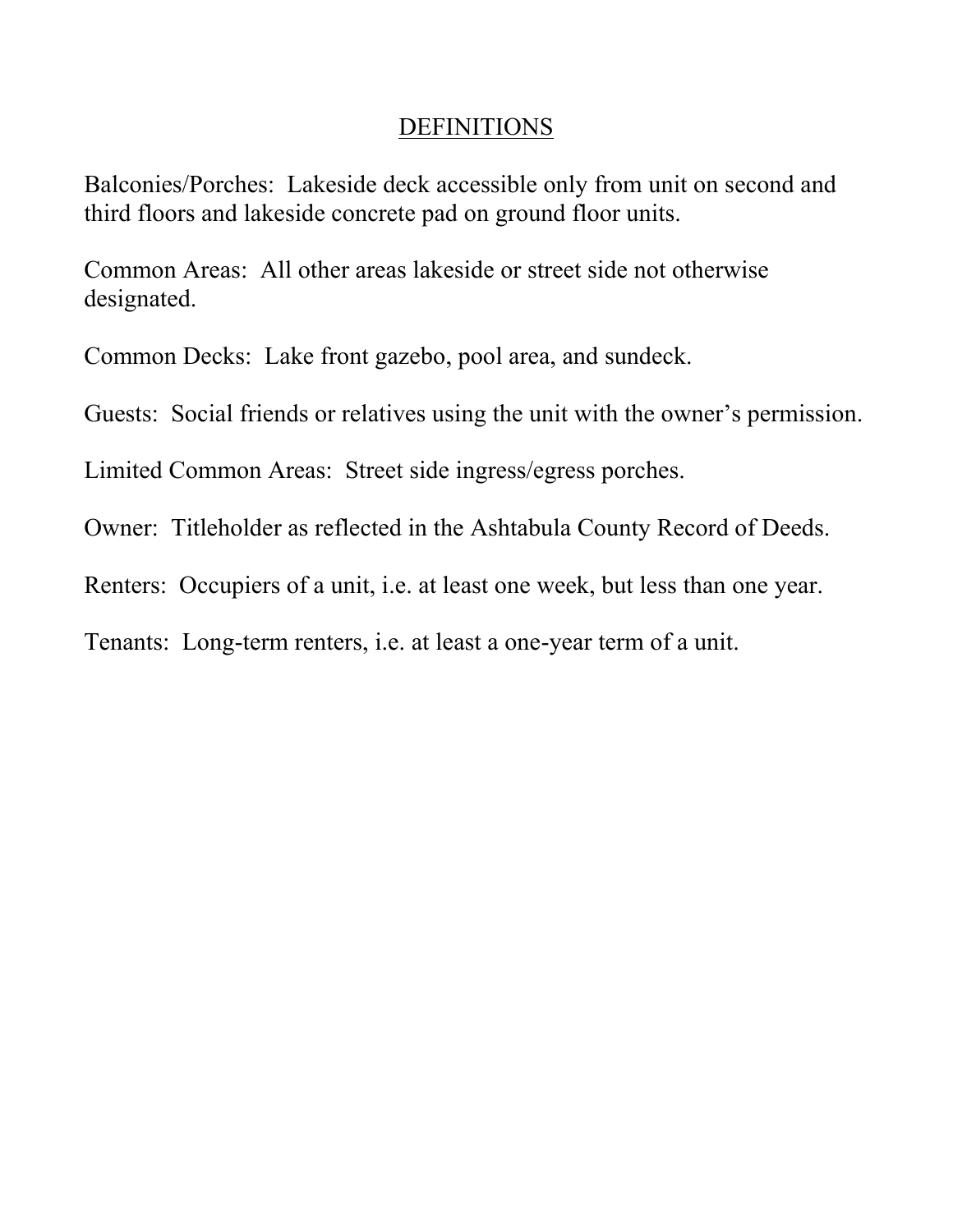## DEFINITIONS

Balconies/Porches: Lakeside deck accessible only from unit on second and third floors and lakeside concrete pad on ground floor units.

Common Areas: All other areas lakeside or street side not otherwise designated.

Common Decks: Lake front gazebo, pool area, and sundeck.

Guests: Social friends or relatives using the unit with the owner's permission.

Limited Common Areas: Street side ingress/egress porches.

Owner: Titleholder as reflected in the Ashtabula County Record of Deeds.

Renters: Occupiers of a unit, i.e. at least one week, but less than one year.

Tenants: Long-term renters, i.e. at least a one-year term of a unit.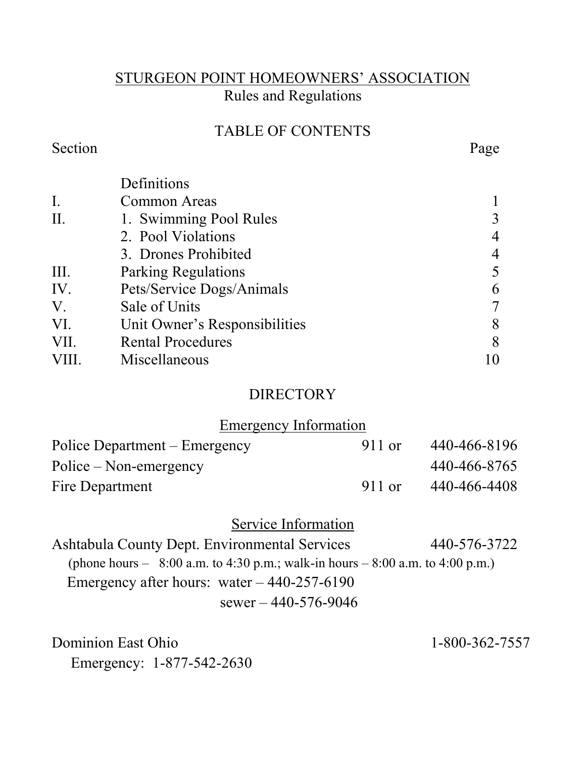# STURGEON POINT HOMEOWNERS' ASSOCIATION
## Rules and Regulations

### TABLE OF CONTENTS

| Section | | Page |
|---|---|---|
| | Definitions | |
| I. | Common Areas | 1 |
| II. | 1. Swimming Pool Rules | 3 |
| | 2. Pool Violations | 4 |
| | 3. Drones Prohibited | 4 |
| III. | Parking Regulations | 5 |
| IV. | Pets/Service Dogs/Animals | 6 |
| V. | Sale of Units | 7 |
| VI. | Unit Owner's Responsibilities | 8 |
| VII. | Rental Procedures | 8 |
| VIII. | Miscellaneous | 10 |

### DIRECTORY

#### Emergency Information

| | | |
|---|---|---|
| Police Department – Emergency | 911 or | 440-466-8196 |
| Police – Non-emergency | | 440-466-8765 |
| Fire Department | 911 or | 440-466-4408 |

#### Service Information

Ashtabula County Dept. Environmental Services 440-576-3722
(phone hours – 8:00 a.m. to 4:30 p.m.; walk-in hours – 8:00 a.m. to 4:00 p.m.)
Emergency after hours: water – 440-257-6190
sewer – 440-576-9046

Dominion East Ohio 1-800-362-7557
Emergency: 1-877-542-2630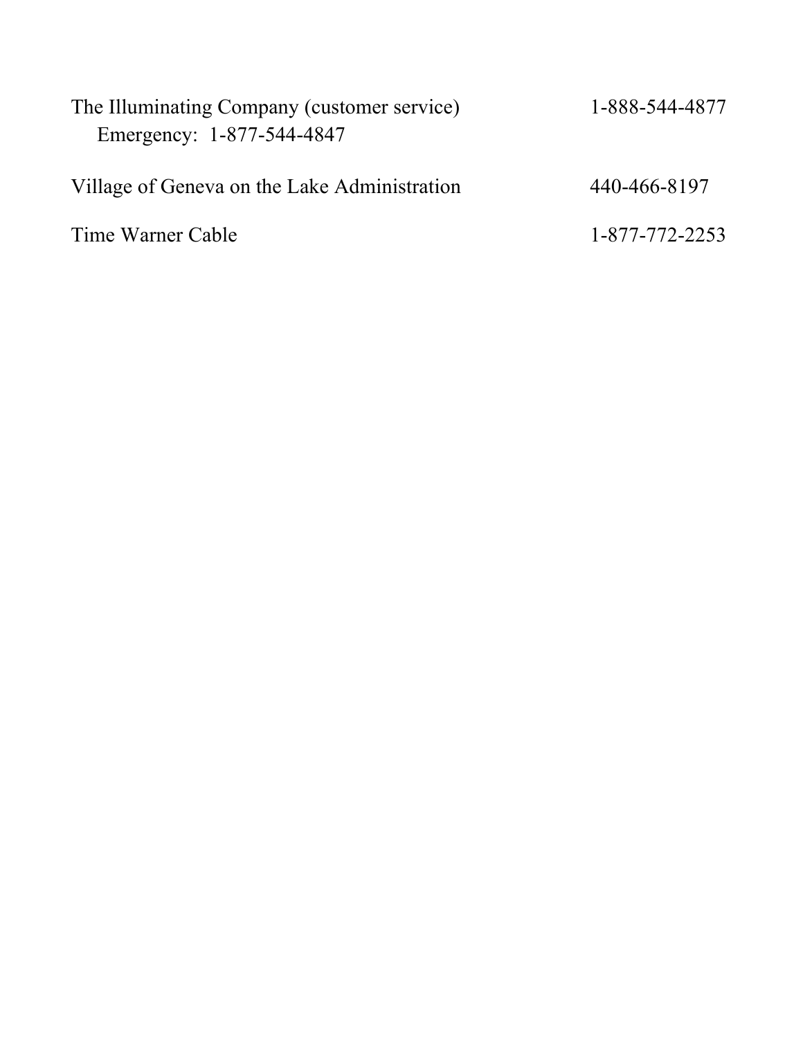| | |
|---|---|
| The Illuminating Company (customer service)<br>Emergency: 1-877-544-4847 | 1-888-544-4877 |
| Village of Geneva on the Lake Administration | 440-466-8197 |
| Time Warner Cable | 1-877-772-2253 |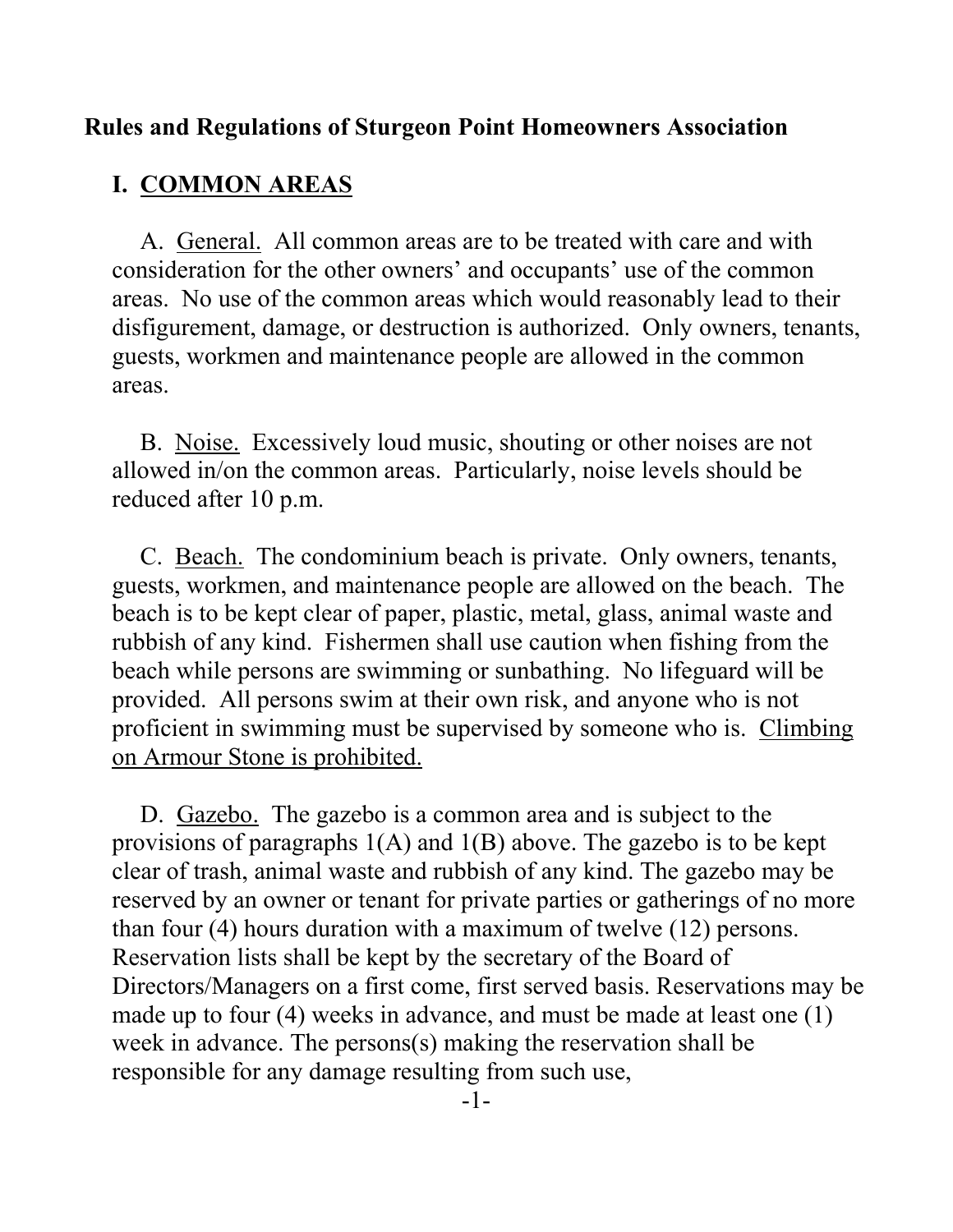**Rules and Regulations of Sturgeon Point Homeowners Association**

## I. COMMON AREAS

A. General. All common areas are to be treated with care and with consideration for the other owners' and occupants' use of the common areas. No use of the common areas which would reasonably lead to their disfigurement, damage, or destruction is authorized. Only owners, tenants, guests, workmen and maintenance people are allowed in the common areas.

B. Noise. Excessively loud music, shouting or other noises are not allowed in/on the common areas. Particularly, noise levels should be reduced after 10 p.m.

C. Beach. The condominium beach is private. Only owners, tenants, guests, workmen, and maintenance people are allowed on the beach. The beach is to be kept clear of paper, plastic, metal, glass, animal waste and rubbish of any kind. Fishermen shall use caution when fishing from the beach while persons are swimming or sunbathing. No lifeguard will be provided. All persons swim at their own risk, and anyone who is not proficient in swimming must be supervised by someone who is. Climbing on Armour Stone is prohibited.

D. Gazebo. The gazebo is a common area and is subject to the provisions of paragraphs 1(A) and 1(B) above. The gazebo is to be kept clear of trash, animal waste and rubbish of any kind. The gazebo may be reserved by an owner or tenant for private parties or gatherings of no more than four (4) hours duration with a maximum of twelve (12) persons. Reservation lists shall be kept by the secretary of the Board of Directors/Managers on a first come, first served basis. Reservations may be made up to four (4) weeks in advance, and must be made at least one (1) week in advance. The persons(s) making the reservation shall be responsible for any damage resulting from such use,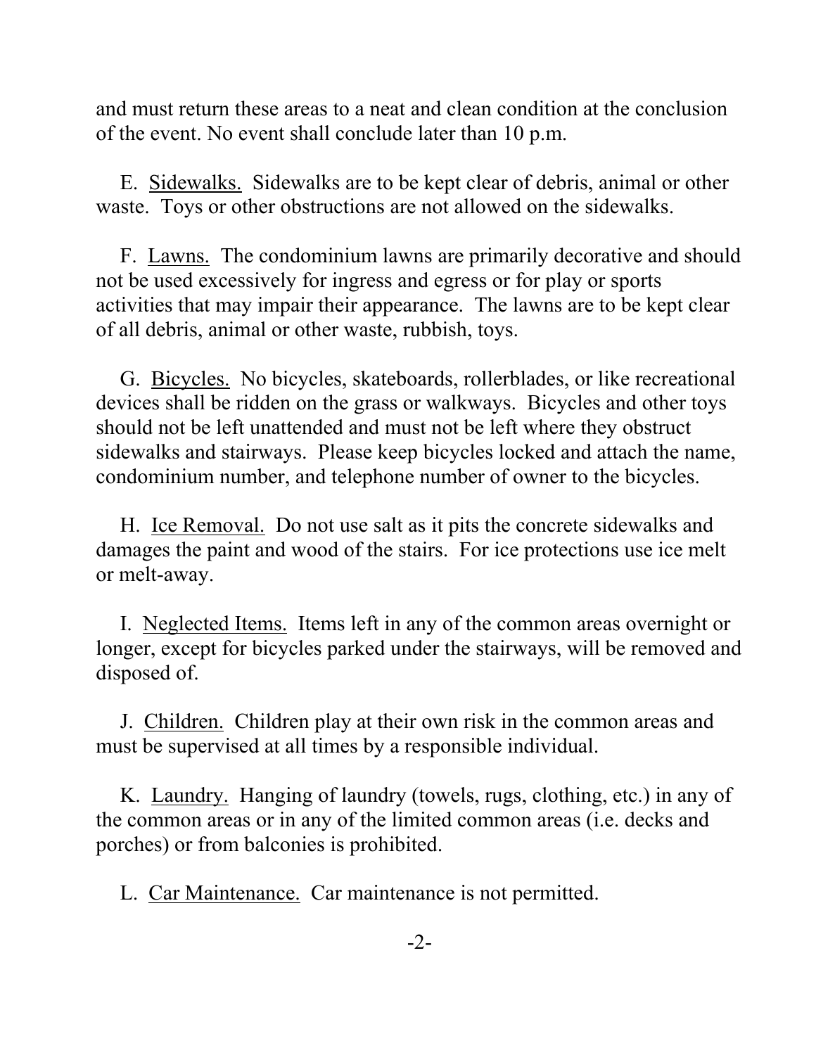and must return these areas to a neat and clean condition at the conclusion of the event. No event shall conclude later than 10 p.m.

E. Sidewalks. Sidewalks are to be kept clear of debris, animal or other waste. Toys or other obstructions are not allowed on the sidewalks.

F. Lawns. The condominium lawns are primarily decorative and should not be used excessively for ingress and egress or for play or sports activities that may impair their appearance. The lawns are to be kept clear of all debris, animal or other waste, rubbish, toys.

G. Bicycles. No bicycles, skateboards, rollerblades, or like recreational devices shall be ridden on the grass or walkways. Bicycles and other toys should not be left unattended and must not be left where they obstruct sidewalks and stairways. Please keep bicycles locked and attach the name, condominium number, and telephone number of owner to the bicycles.

H. Ice Removal. Do not use salt as it pits the concrete sidewalks and damages the paint and wood of the stairs. For ice protections use ice melt or melt-away.

I. Neglected Items. Items left in any of the common areas overnight or longer, except for bicycles parked under the stairways, will be removed and disposed of.

J. Children. Children play at their own risk in the common areas and must be supervised at all times by a responsible individual.

K. Laundry. Hanging of laundry (towels, rugs, clothing, etc.) in any of the common areas or in any of the limited common areas (i.e. decks and porches) or from balconies is prohibited.

L. Car Maintenance. Car maintenance is not permitted.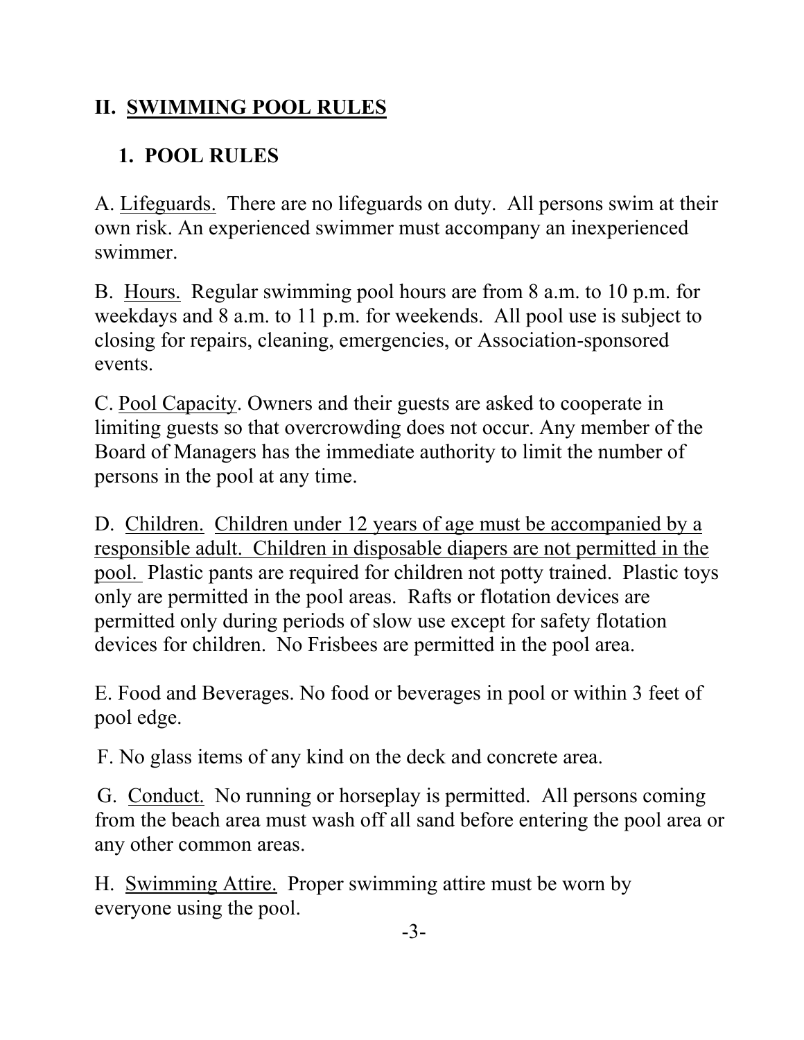## II. <u>SWIMMING POOL RULES</u>

### 1. POOL RULES

A. <u>Lifeguards.</u> There are no lifeguards on duty. All persons swim at their own risk. An experienced swimmer must accompany an inexperienced swimmer.

B. <u>Hours.</u> Regular swimming pool hours are from 8 a.m. to 10 p.m. for weekdays and 8 a.m. to 11 p.m. for weekends. All pool use is subject to closing for repairs, cleaning, emergencies, or Association-sponsored events.

C. <u>Pool Capacity</u>. Owners and their guests are asked to cooperate in limiting guests so that overcrowding does not occur. Any member of the Board of Managers has the immediate authority to limit the number of persons in the pool at any time.

D. <u>Children.</u> <u>Children under 12 years of age must be accompanied by a responsible adult. Children in disposable diapers are not permitted in the pool.</u> Plastic pants are required for children not potty trained. Plastic toys only are permitted in the pool areas. Rafts or flotation devices are permitted only during periods of slow use except for safety flotation devices for children. No Frisbees are permitted in the pool area.

E. Food and Beverages. No food or beverages in pool or within 3 feet of pool edge.

F. No glass items of any kind on the deck and concrete area.

G. <u>Conduct.</u> No running or horseplay is permitted. All persons coming from the beach area must wash off all sand before entering the pool area or any other common areas.

H. <u>Swimming Attire.</u> Proper swimming attire must be worn by everyone using the pool.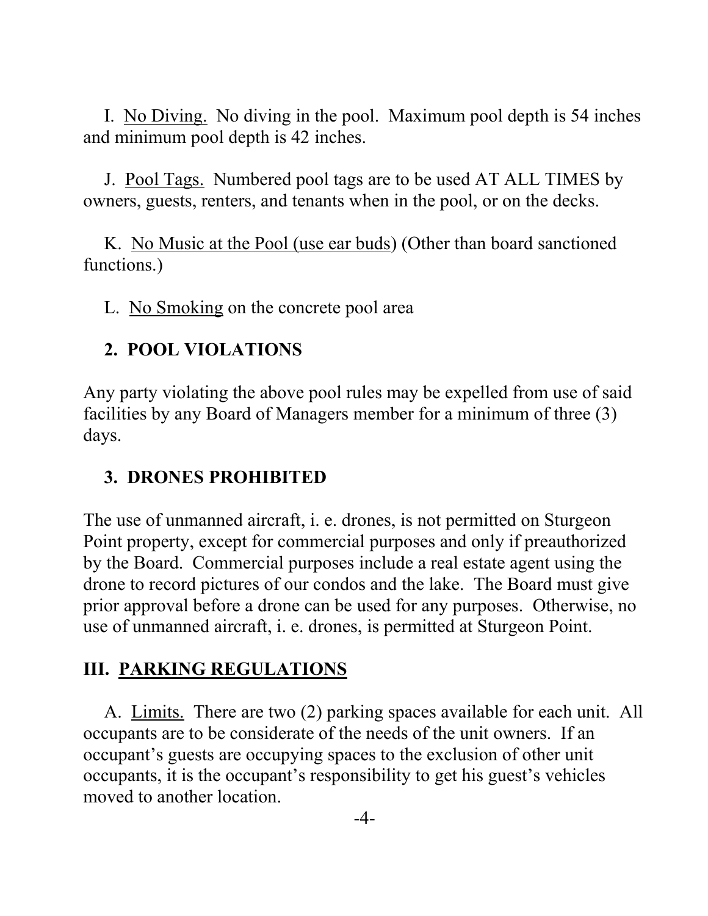I. <u>No Diving.</u> No diving in the pool. Maximum pool depth is 54 inches and minimum pool depth is 42 inches.

J. <u>Pool Tags.</u> Numbered pool tags are to be used AT ALL TIMES by owners, guests, renters, and tenants when in the pool, or on the decks.

K. <u>No Music at the Pool (use ear buds</u>) (Other than board sanctioned functions.)

L. <u>No Smoking</u> on the concrete pool area

### 2. POOL VIOLATIONS

Any party violating the above pool rules may be expelled from use of said facilities by any Board of Managers member for a minimum of three (3) days.

### 3. DRONES PROHIBITED

The use of unmanned aircraft, i. e. drones, is not permitted on Sturgeon Point property, except for commercial purposes and only if preauthorized by the Board. Commercial purposes include a real estate agent using the drone to record pictures of our condos and the lake. The Board must give prior approval before a drone can be used for any purposes. Otherwise, no use of unmanned aircraft, i. e. drones, is permitted at Sturgeon Point.

## III. <u>PARKING REGULATIONS</u>

A. <u>Limits.</u> There are two (2) parking spaces available for each unit. All occupants are to be considerate of the needs of the unit owners. If an occupant's guests are occupying spaces to the exclusion of other unit occupants, it is the occupant's responsibility to get his guest's vehicles moved to another location.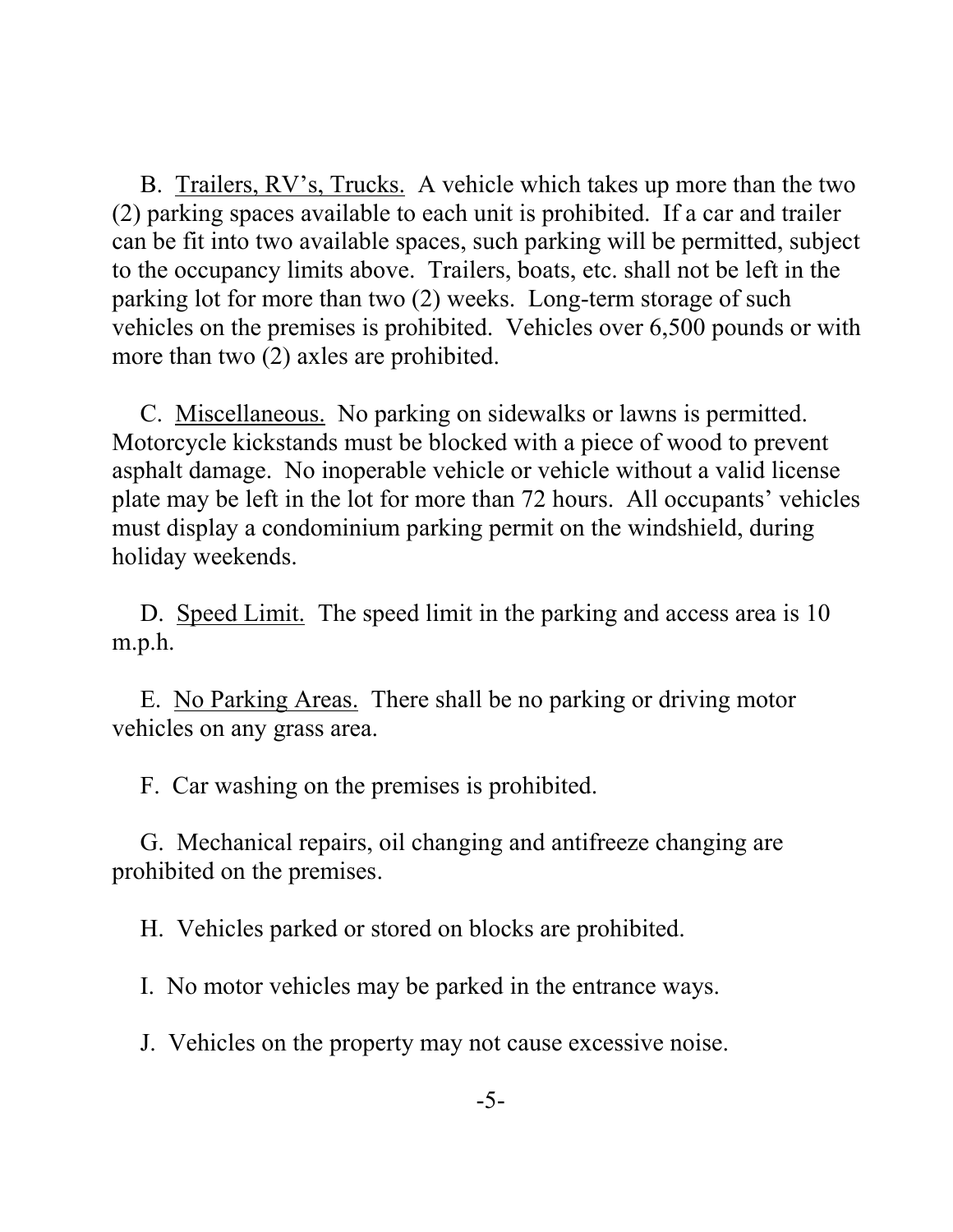B. <u>Trailers, RV's, Trucks.</u> A vehicle which takes up more than the two (2) parking spaces available to each unit is prohibited. If a car and trailer can be fit into two available spaces, such parking will be permitted, subject to the occupancy limits above. Trailers, boats, etc. shall not be left in the parking lot for more than two (2) weeks. Long-term storage of such vehicles on the premises is prohibited. Vehicles over 6,500 pounds or with more than two (2) axles are prohibited.

C. <u>Miscellaneous.</u> No parking on sidewalks or lawns is permitted. Motorcycle kickstands must be blocked with a piece of wood to prevent asphalt damage. No inoperable vehicle or vehicle without a valid license plate may be left in the lot for more than 72 hours. All occupants' vehicles must display a condominium parking permit on the windshield, during holiday weekends.

D. <u>Speed Limit.</u> The speed limit in the parking and access area is 10 m.p.h.

E. <u>No Parking Areas.</u> There shall be no parking or driving motor vehicles on any grass area.

F. Car washing on the premises is prohibited.

G. Mechanical repairs, oil changing and antifreeze changing are prohibited on the premises.

H. Vehicles parked or stored on blocks are prohibited.

I. No motor vehicles may be parked in the entrance ways.

J. Vehicles on the property may not cause excessive noise.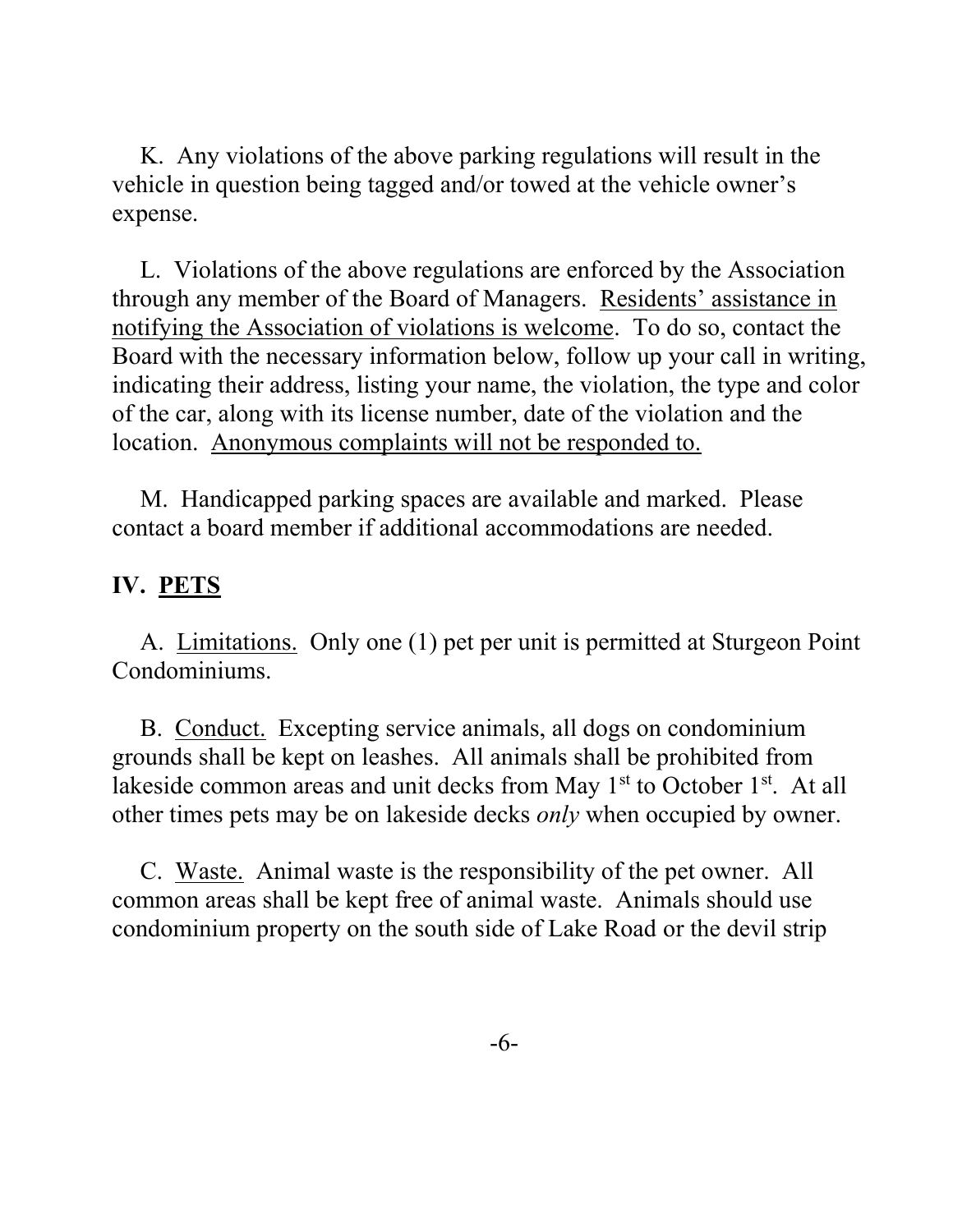K. Any violations of the above parking regulations will result in the vehicle in question being tagged and/or towed at the vehicle owner's expense.

L. Violations of the above regulations are enforced by the Association through any member of the Board of Managers. Residents' assistance in notifying the Association of violations is welcome. To do so, contact the Board with the necessary information below, follow up your call in writing, indicating their address, listing your name, the violation, the type and color of the car, along with its license number, date of the violation and the location. Anonymous complaints will not be responded to.

M. Handicapped parking spaces are available and marked. Please contact a board member if additional accommodations are needed.

## IV. PETS

A. Limitations. Only one (1) pet per unit is permitted at Sturgeon Point Condominiums.

B. Conduct. Excepting service animals, all dogs on condominium grounds shall be kept on leashes. All animals shall be prohibited from lakeside common areas and unit decks from May 1st to October 1st. At all other times pets may be on lakeside decks *only* when occupied by owner.

C. Waste. Animal waste is the responsibility of the pet owner. All common areas shall be kept free of animal waste. Animals should use condominium property on the south side of Lake Road or the devil strip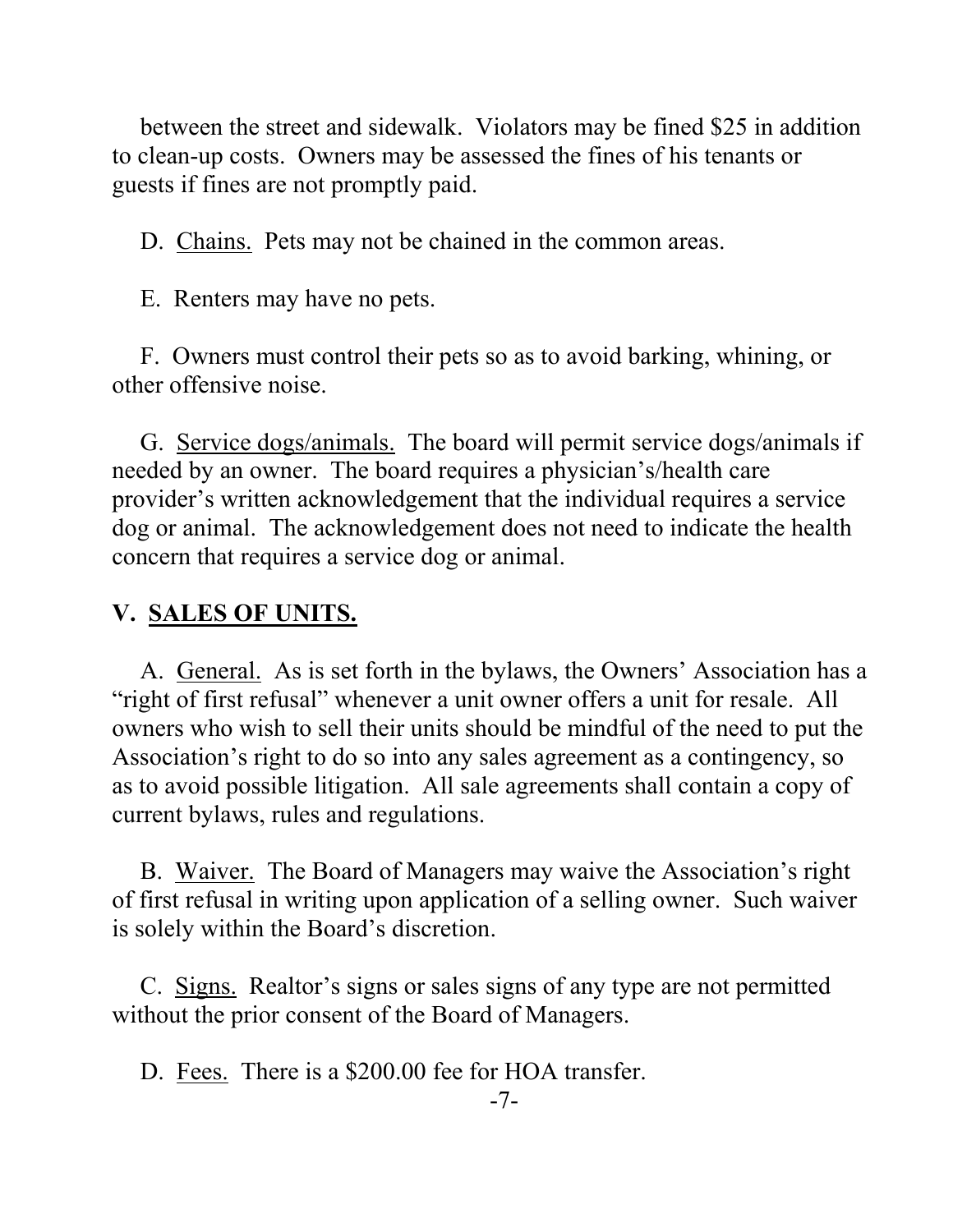between the street and sidewalk. Violators may be fined $25 in addition to clean-up costs. Owners may be assessed the fines of his tenants or guests if fines are not promptly paid.

D. Chains. Pets may not be chained in the common areas.

E. Renters may have no pets.

F. Owners must control their pets so as to avoid barking, whining, or other offensive noise.

G. Service dogs/animals. The board will permit service dogs/animals if needed by an owner. The board requires a physician's/health care provider's written acknowledgement that the individual requires a service dog or animal. The acknowledgement does not need to indicate the health concern that requires a service dog or animal.

## V. SALES OF UNITS.

A. General. As is set forth in the bylaws, the Owners' Association has a "right of first refusal" whenever a unit owner offers a unit for resale. All owners who wish to sell their units should be mindful of the need to put the Association's right to do so into any sales agreement as a contingency, so as to avoid possible litigation. All sale agreements shall contain a copy of current bylaws, rules and regulations.

B. Waiver. The Board of Managers may waive the Association's right of first refusal in writing upon application of a selling owner. Such waiver is solely within the Board's discretion.

C. Signs. Realtor's signs or sales signs of any type are not permitted without the prior consent of the Board of Managers.

D. Fees. There is a $200.00 fee for HOA transfer.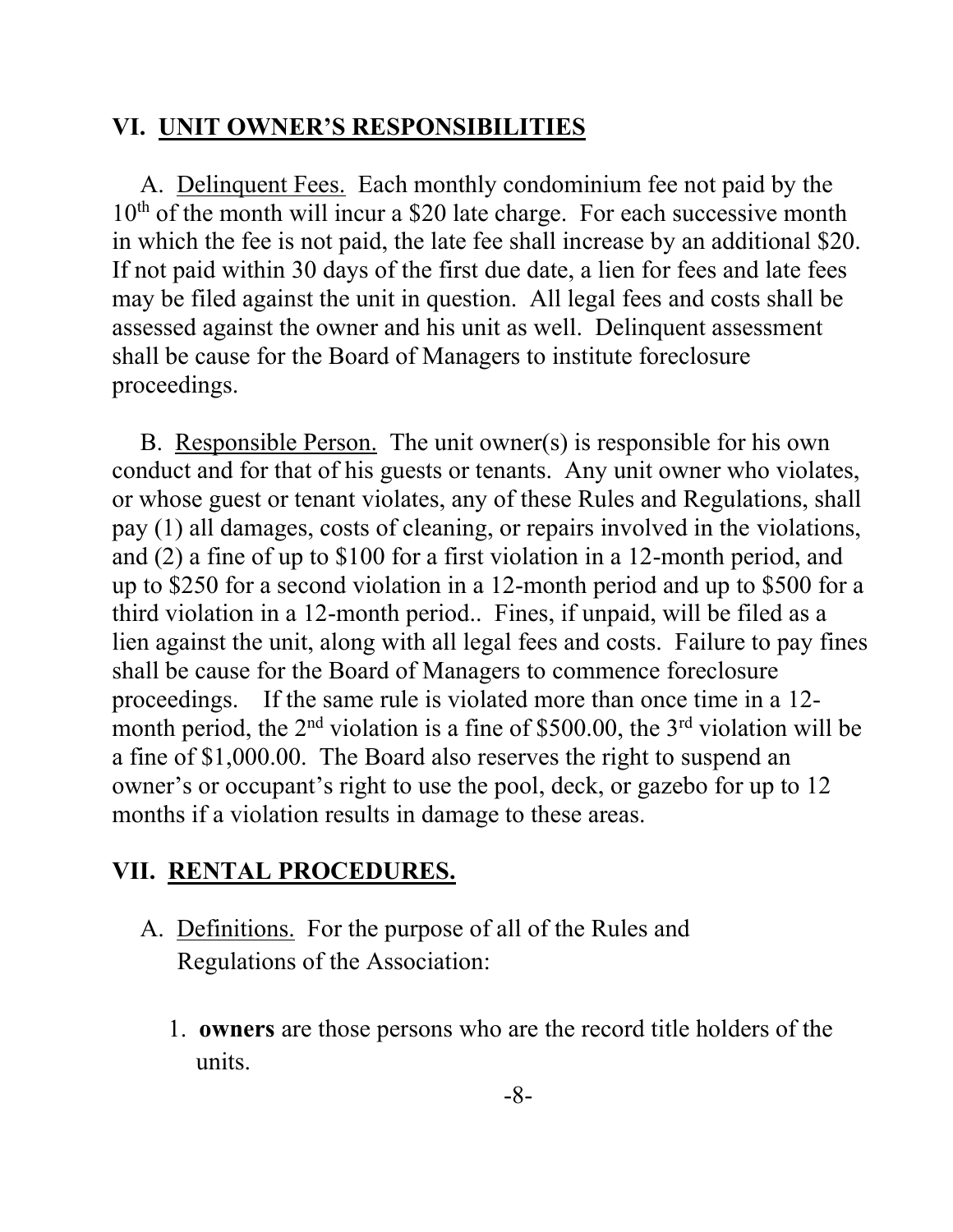## VI. UNIT OWNER'S RESPONSIBILITIES

A. Delinquent Fees. Each monthly condominium fee not paid by the 10th of the month will incur a $20 late charge. For each successive month in which the fee is not paid, the late fee shall increase by an additional $20. If not paid within 30 days of the first due date, a lien for fees and late fees may be filed against the unit in question. All legal fees and costs shall be assessed against the owner and his unit as well. Delinquent assessment shall be cause for the Board of Managers to institute foreclosure proceedings.

B. Responsible Person. The unit owner(s) is responsible for his own conduct and for that of his guests or tenants. Any unit owner who violates, or whose guest or tenant violates, any of these Rules and Regulations, shall pay (1) all damages, costs of cleaning, or repairs involved in the violations, and (2) a fine of up to $100 for a first violation in a 12-month period, and up to $250 for a second violation in a 12-month period and up to $500 for a third violation in a 12-month period.. Fines, if unpaid, will be filed as a lien against the unit, along with all legal fees and costs. Failure to pay fines shall be cause for the Board of Managers to commence foreclosure proceedings. If the same rule is violated more than once time in a 12-month period, the 2nd violation is a fine of $500.00, the 3rd violation will be a fine of $1,000.00. The Board also reserves the right to suspend an owner's or occupant's right to use the pool, deck, or gazebo for up to 12 months if a violation results in damage to these areas.

## VII. RENTAL PROCEDURES.

A. Definitions. For the purpose of all of the Rules and Regulations of the Association:

1. **owners** are those persons who are the record title holders of the units.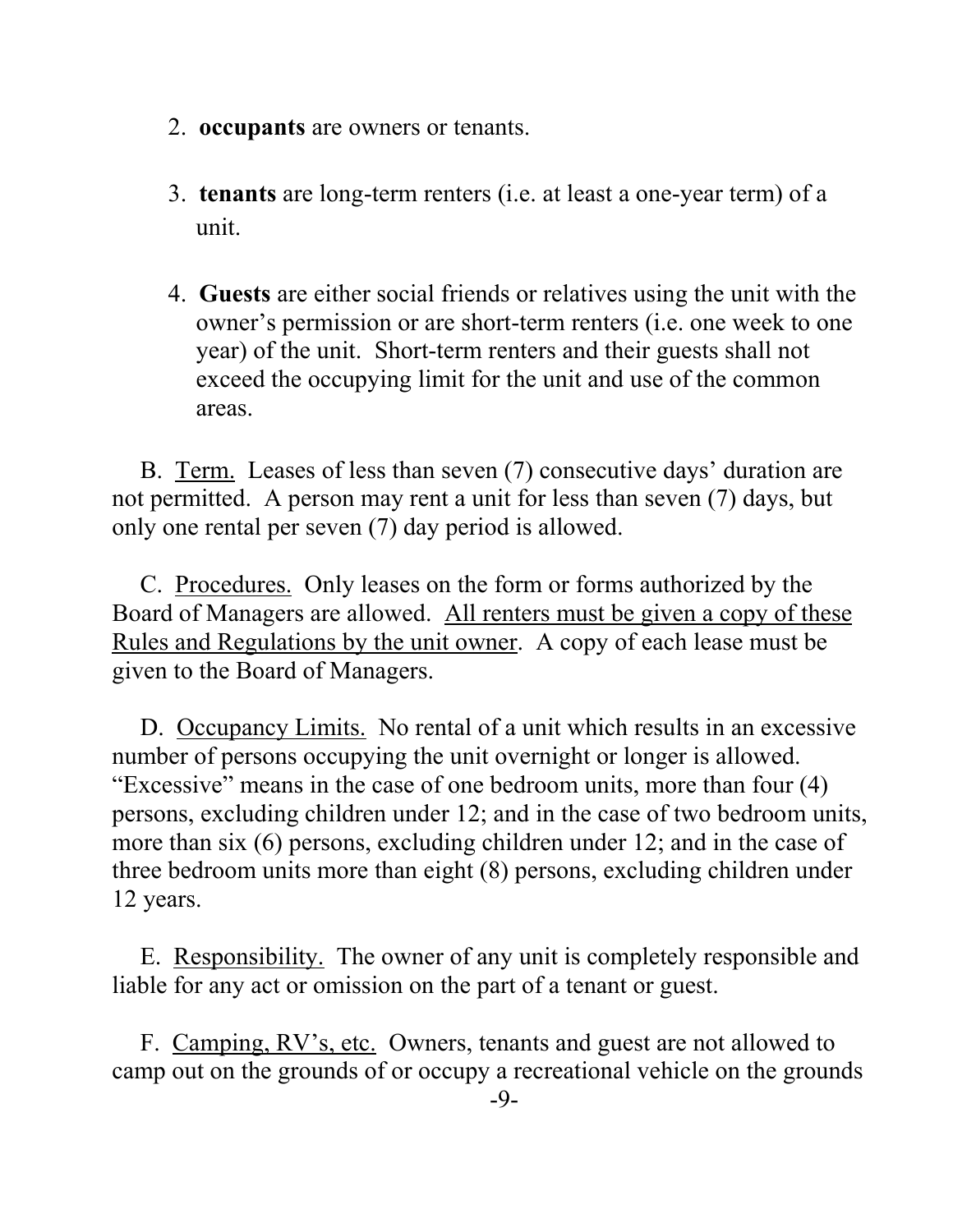2. **occupants** are owners or tenants.

3. **tenants** are long-term renters (i.e. at least a one-year term) of a unit.

4. **Guests** are either social friends or relatives using the unit with the owner's permission or are short-term renters (i.e. one week to one year) of the unit. Short-term renters and their guests shall not exceed the occupying limit for the unit and use of the common areas.

B. <u>Term.</u> Leases of less than seven (7) consecutive days' duration are not permitted. A person may rent a unit for less than seven (7) days, but only one rental per seven (7) day period is allowed.

C. <u>Procedures.</u> Only leases on the form or forms authorized by the Board of Managers are allowed. <u>All renters must be given a copy of these Rules and Regulations by the unit owner</u>. A copy of each lease must be given to the Board of Managers.

D. <u>Occupancy Limits.</u> No rental of a unit which results in an excessive number of persons occupying the unit overnight or longer is allowed. "Excessive" means in the case of one bedroom units, more than four (4) persons, excluding children under 12; and in the case of two bedroom units, more than six (6) persons, excluding children under 12; and in the case of three bedroom units more than eight (8) persons, excluding children under 12 years.

E. <u>Responsibility.</u> The owner of any unit is completely responsible and liable for any act or omission on the part of a tenant or guest.

F. <u>Camping, RV's, etc.</u> Owners, tenants and guest are not allowed to camp out on the grounds of or occupy a recreational vehicle on the grounds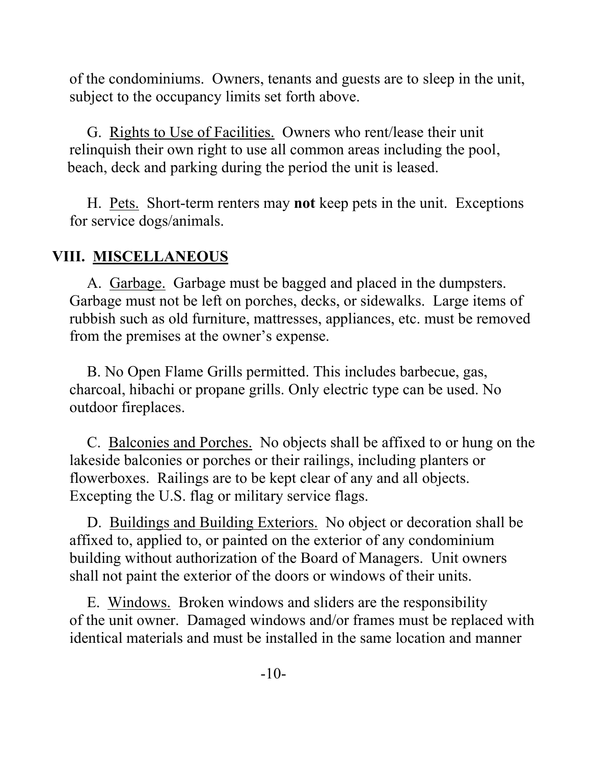of the condominiums. Owners, tenants and guests are to sleep in the unit, subject to the occupancy limits set forth above.

G. Rights to Use of Facilities. Owners who rent/lease their unit relinquish their own right to use all common areas including the pool, beach, deck and parking during the period the unit is leased.

H. Pets. Short-term renters may **not** keep pets in the unit. Exceptions for service dogs/animals.

## VIII. MISCELLANEOUS

A. Garbage. Garbage must be bagged and placed in the dumpsters. Garbage must not be left on porches, decks, or sidewalks. Large items of rubbish such as old furniture, mattresses, appliances, etc. must be removed from the premises at the owner's expense.

B. No Open Flame Grills permitted. This includes barbecue, gas, charcoal, hibachi or propane grills. Only electric type can be used. No outdoor fireplaces.

C. Balconies and Porches. No objects shall be affixed to or hung on the lakeside balconies or porches or their railings, including planters or flowerboxes. Railings are to be kept clear of any and all objects. Excepting the U.S. flag or military service flags.

D. Buildings and Building Exteriors. No object or decoration shall be affixed to, applied to, or painted on the exterior of any condominium building without authorization of the Board of Managers. Unit owners shall not paint the exterior of the doors or windows of their units.

E. Windows. Broken windows and sliders are the responsibility of the unit owner. Damaged windows and/or frames must be replaced with identical materials and must be installed in the same location and manner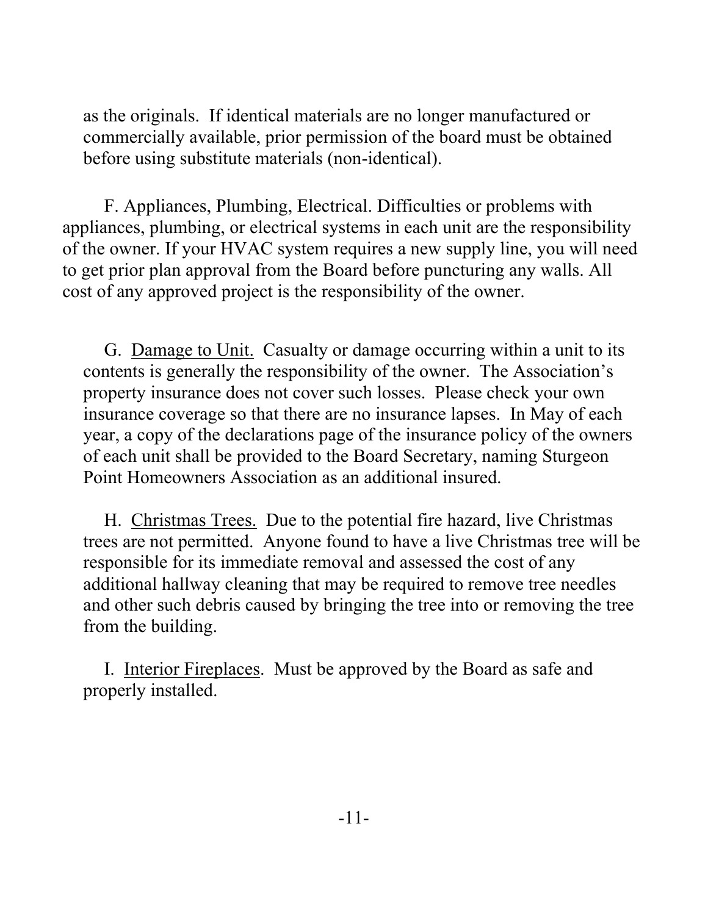as the originals. If identical materials are no longer manufactured or commercially available, prior permission of the board must be obtained before using substitute materials (non-identical).

F. Appliances, Plumbing, Electrical. Difficulties or problems with appliances, plumbing, or electrical systems in each unit are the responsibility of the owner. If your HVAC system requires a new supply line, you will need to get prior plan approval from the Board before puncturing any walls. All cost of any approved project is the responsibility of the owner.

G. <u>Damage to Unit.</u> Casualty or damage occurring within a unit to its contents is generally the responsibility of the owner. The Association's property insurance does not cover such losses. Please check your own insurance coverage so that there are no insurance lapses. In May of each year, a copy of the declarations page of the insurance policy of the owners of each unit shall be provided to the Board Secretary, naming Sturgeon Point Homeowners Association as an additional insured.

H. <u>Christmas Trees.</u> Due to the potential fire hazard, live Christmas trees are not permitted. Anyone found to have a live Christmas tree will be responsible for its immediate removal and assessed the cost of any additional hallway cleaning that may be required to remove tree needles and other such debris caused by bringing the tree into or removing the tree from the building.

I. <u>Interior Fireplaces</u>. Must be approved by the Board as safe and properly installed.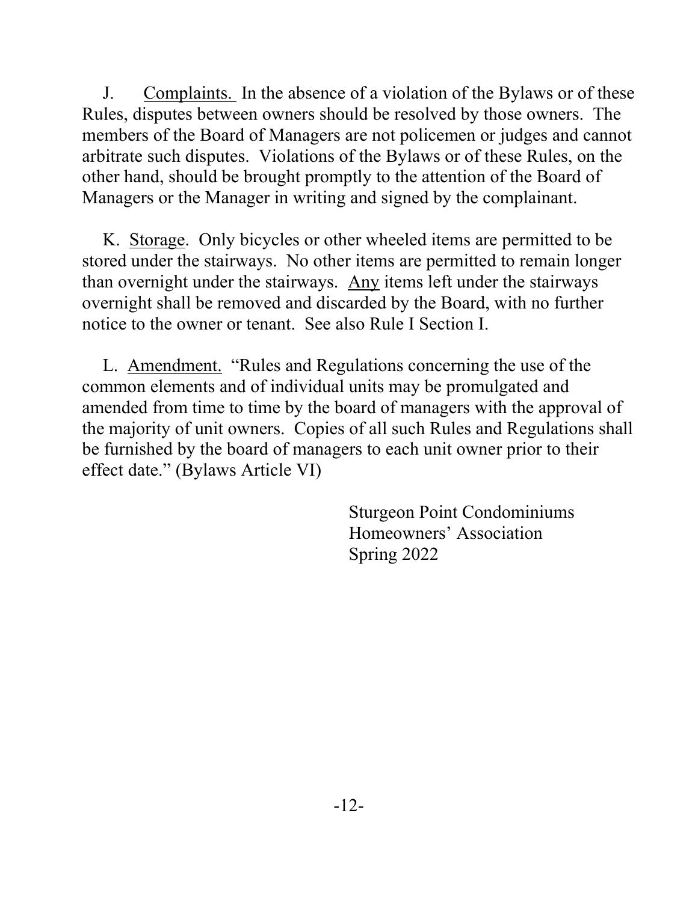J. <u>Complaints.</u> In the absence of a violation of the Bylaws or of these Rules, disputes between owners should be resolved by those owners. The members of the Board of Managers are not policemen or judges and cannot arbitrate such disputes. Violations of the Bylaws or of these Rules, on the other hand, should be brought promptly to the attention of the Board of Managers or the Manager in writing and signed by the complainant.

K. <u>Storage</u>. Only bicycles or other wheeled items are permitted to be stored under the stairways. No other items are permitted to remain longer than overnight under the stairways. <u>Any</u> items left under the stairways overnight shall be removed and discarded by the Board, with no further notice to the owner or tenant. See also Rule I Section I.

L. <u>Amendment.</u> "Rules and Regulations concerning the use of the common elements and of individual units may be promulgated and amended from time to time by the board of managers with the approval of the majority of unit owners. Copies of all such Rules and Regulations shall be furnished by the board of managers to each unit owner prior to their effect date." (Bylaws Article VI)

Sturgeon Point Condominiums
Homeowners' Association
Spring 2022